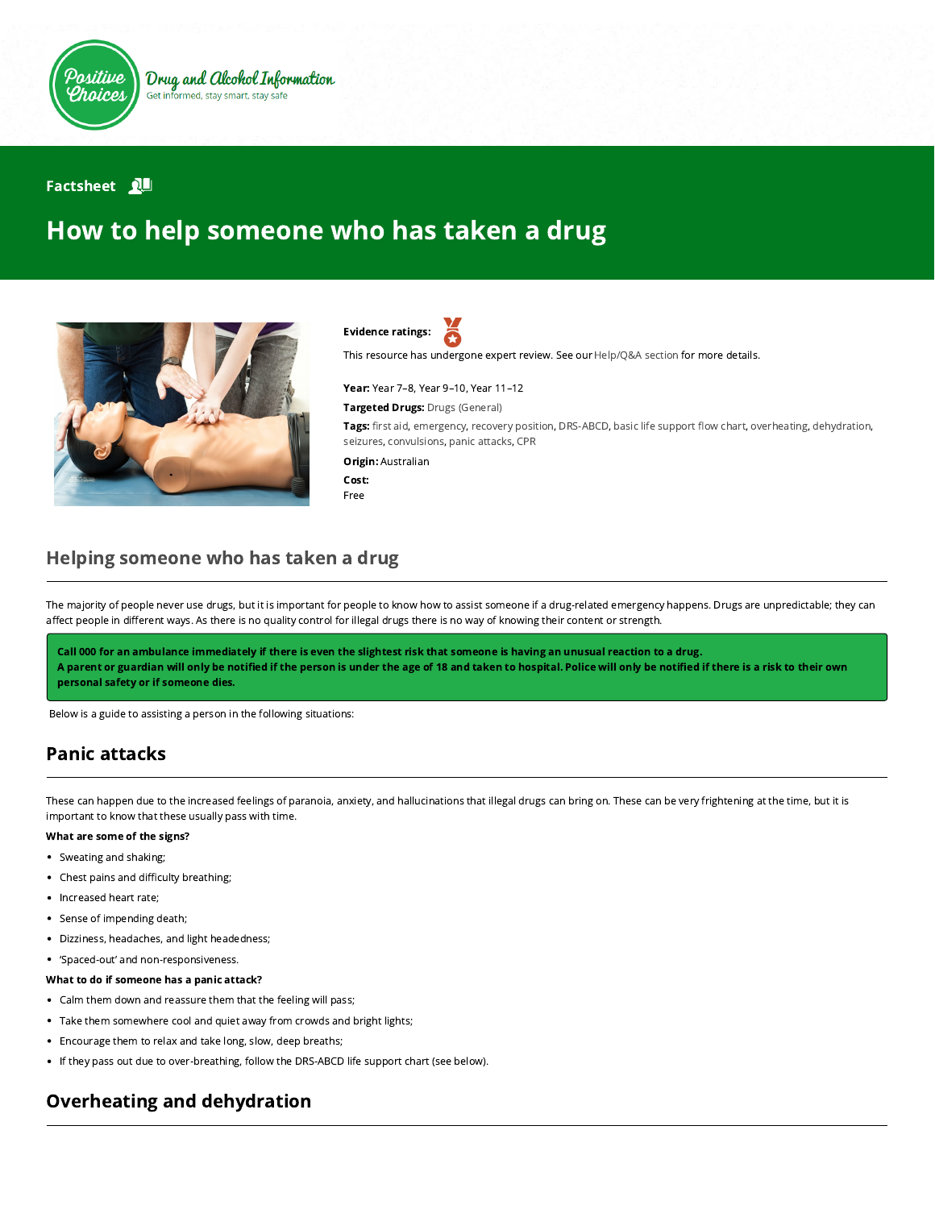Positive Choices

Drug and Alcohol Information

Get informed, stay smart, stay safe

Factsheet

# How to help someone who has taken a drug

**Evidence ratings:**

This resource has undergone expert review. See our Help/Q&A section for more details.

**Year:** Year 7–8, Year 9–10, Year 11–12

**Targeted Drugs:** Drugs (General)

**Tags:** first aid, emergency, recovery position, DRS-ABCD, basic life support flow chart, overheating, dehydration, seizures, convulsions, panic attacks, CPR

**Origin:** Australian

**Cost:**
Free

## Helping someone who has taken a drug

The majority of people never use drugs, but it is important for people to know how to assist someone if a drug-related emergency happens. Drugs are unpredictable; they can affect people in different ways. As there is no quality control for illegal drugs there is no way of knowing their content or strength.

**Call 000 for an ambulance immediately if there is even the slightest risk that someone is having an unusual reaction to a drug.**
**A parent or guardian will only be notified if the person is under the age of 18 and taken to hospital. Police will only be notified if there is a risk to their own personal safety or if someone dies.**

Below is a guide to assisting a person in the following situations:

## Panic attacks

These can happen due to the increased feelings of paranoia, anxiety, and hallucinations that illegal drugs can bring on. These can be very frightening at the time, but it is important to know that these usually pass with time.

**What are some of the signs?**

- Sweating and shaking;
- Chest pains and difficulty breathing;
- Increased heart rate;
- Sense of impending death;
- Dizziness, headaches, and light headedness;
- 'Spaced-out' and non-responsiveness.

**What to do if someone has a panic attack?**

- Calm them down and reassure them that the feeling will pass;
- Take them somewhere cool and quiet away from crowds and bright lights;
- Encourage them to relax and take long, slow, deep breaths;
- If they pass out due to over-breathing, follow the DRS-ABCD life support chart (see below).

## Overheating and dehydration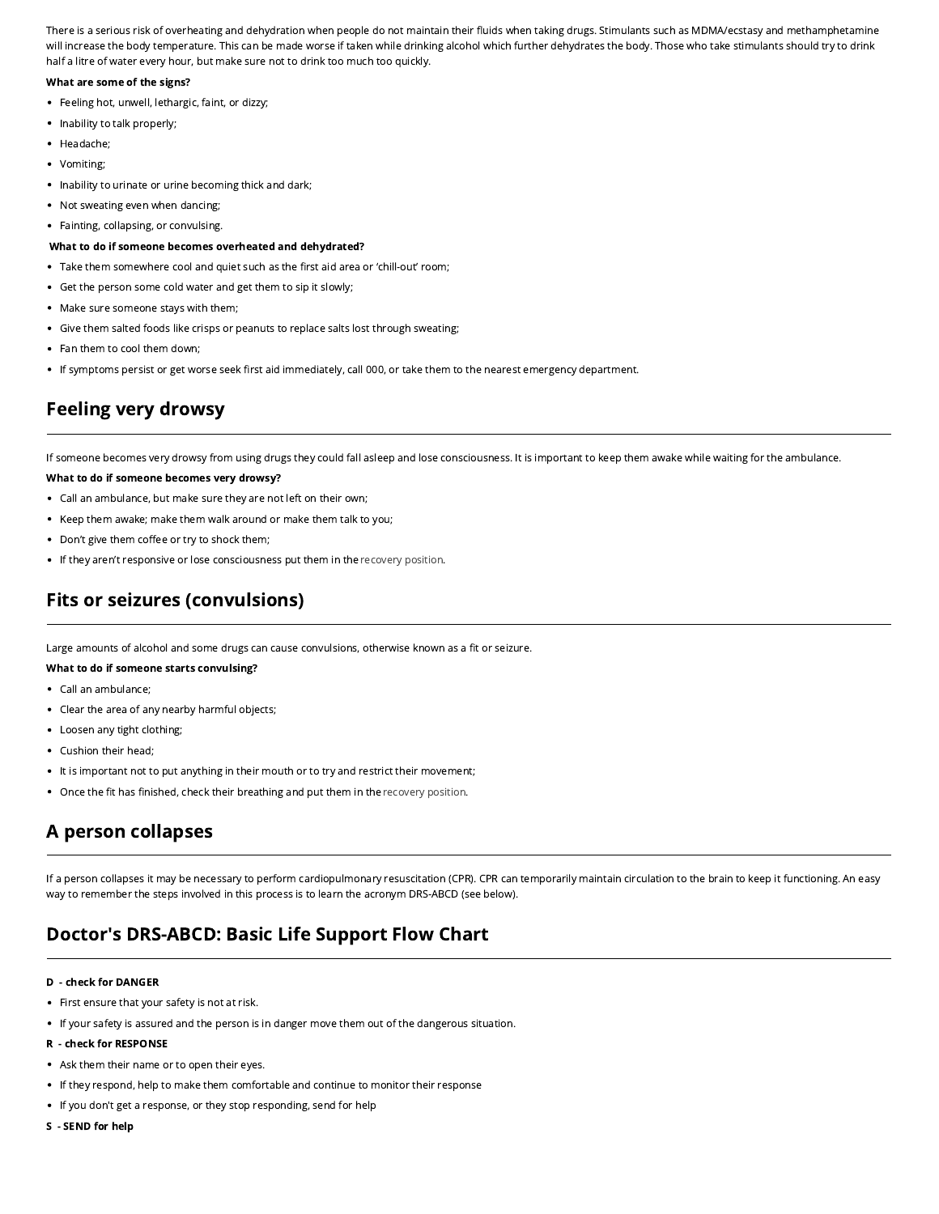There is a serious risk of overheating and dehydration when people do not maintain their fluids when taking drugs. Stimulants such as MDMA/ecstasy and methamphetamine will increase the body temperature. This can be made worse if taken while drinking alcohol which further dehydrates the body. Those who take stimulants should try to drink half a litre of water every hour, but make sure not to drink too much too quickly.

**What are some of the signs?**

- Feeling hot, unwell, lethargic, faint, or dizzy;
- Inability to talk properly;
- Headache;
- Vomiting;
- Inability to urinate or urine becoming thick and dark;
- Not sweating even when dancing;
- Fainting, collapsing, or convulsing.

**What to do if someone becomes overheated and dehydrated?**

- Take them somewhere cool and quiet such as the first aid area or 'chill-out' room;
- Get the person some cold water and get them to sip it slowly;
- Make sure someone stays with them;
- Give them salted foods like crisps or peanuts to replace salts lost through sweating;
- Fan them to cool them down;
- If symptoms persist or get worse seek first aid immediately, call 000, or take them to the nearest emergency department.

## Feeling very drowsy

If someone becomes very drowsy from using drugs they could fall asleep and lose consciousness. It is important to keep them awake while waiting for the ambulance.

**What to do if someone becomes very drowsy?**

- Call an ambulance, but make sure they are not left on their own;
- Keep them awake; make them walk around or make them talk to you;
- Don't give them coffee or try to shock them;
- If they aren't responsive or lose consciousness put them in the recovery position.

## Fits or seizures (convulsions)

Large amounts of alcohol and some drugs can cause convulsions, otherwise known as a fit or seizure.

**What to do if someone starts convulsing?**

- Call an ambulance;
- Clear the area of any nearby harmful objects;
- Loosen any tight clothing;
- Cushion their head;
- It is important not to put anything in their mouth or to try and restrict their movement;
- Once the fit has finished, check their breathing and put them in the recovery position.

## A person collapses

If a person collapses it may be necessary to perform cardiopulmonary resuscitation (CPR). CPR can temporarily maintain circulation to the brain to keep it functioning. An easy way to remember the steps involved in this process is to learn the acronym DRS-ABCD (see below).

## Doctor's DRS-ABCD: Basic Life Support Flow Chart

**D - check for DANGER**

- First ensure that your safety is not at risk.
- If your safety is assured and the person is in danger move them out of the dangerous situation.

**R - check for RESPONSE**

- Ask them their name or to open their eyes.
- If they respond, help to make them comfortable and continue to monitor their response
- If you don't get a response, or they stop responding, send for help

**S - SEND for help**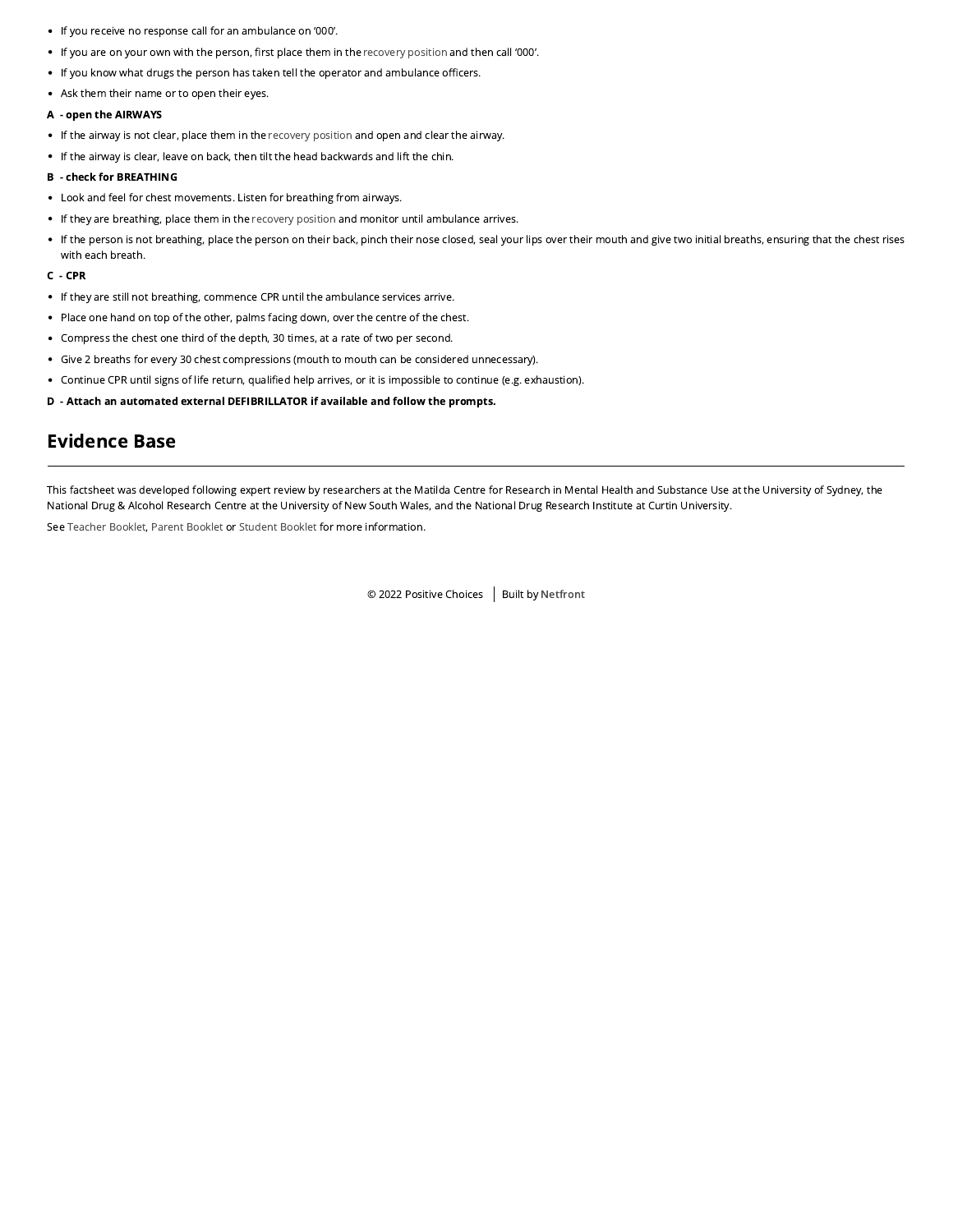- If you receive no response call for an ambulance on '000'.
- If you are on your own with the person, first place them in the recovery position and then call '000'.
- If you know what drugs the person has taken tell the operator and ambulance officers.
- Ask them their name or to open their eyes.

**A - open the AIRWAYS**

- If the airway is not clear, place them in the recovery position and open and clear the airway.
- If the airway is clear, leave on back, then tilt the head backwards and lift the chin.

**B - check for BREATHING**

- Look and feel for chest movements. Listen for breathing from airways.
- If they are breathing, place them in the recovery position and monitor until ambulance arrives.
- If the person is not breathing, place the person on their back, pinch their nose closed, seal your lips over their mouth and give two initial breaths, ensuring that the chest rises with each breath.

**C - CPR**

- If they are still not breathing, commence CPR until the ambulance services arrive.
- Place one hand on top of the other, palms facing down, over the centre of the chest.
- Compress the chest one third of the depth, 30 times, at a rate of two per second.
- Give 2 breaths for every 30 chest compressions (mouth to mouth can be considered unnecessary).
- Continue CPR until signs of life return, qualified help arrives, or it is impossible to continue (e.g. exhaustion).

**D - Attach an automated external DEFIBRILLATOR if available and follow the prompts.**

## Evidence Base

This factsheet was developed following expert review by researchers at the Matilda Centre for Research in Mental Health and Substance Use at the University of Sydney, the National Drug & Alcohol Research Centre at the University of New South Wales, and the National Drug Research Institute at Curtin University.

See Teacher Booklet, Parent Booklet or Student Booklet for more information.

© 2022 Positive Choices | Built by Netfront